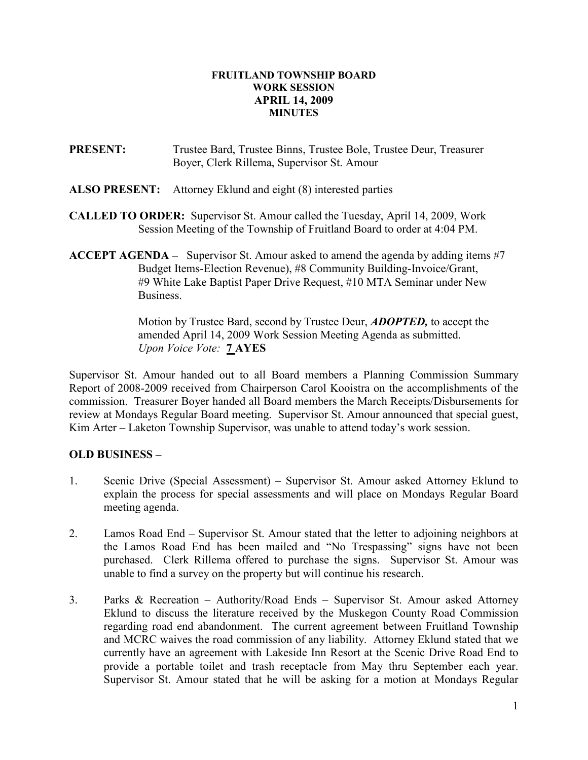# FRUITLAND TOWNSHIP BOARD
## WORK SESSION
## APRIL 14, 2009
## MINUTES

**PRESENT:** Trustee Bard, Trustee Binns, Trustee Bole, Trustee Deur, Treasurer Boyer, Clerk Rillema, Supervisor St. Amour

**ALSO PRESENT:** Attorney Eklund and eight (8) interested parties

**CALLED TO ORDER:** Supervisor St. Amour called the Tuesday, April 14, 2009, Work Session Meeting of the Township of Fruitland Board to order at 4:04 PM.

**ACCEPT AGENDA –** Supervisor St. Amour asked to amend the agenda by adding items #7 Budget Items-Election Revenue), #8 Community Building-Invoice/Grant, #9 White Lake Baptist Paper Drive Request, #10 MTA Seminar under New Business.

Motion by Trustee Bard, second by Trustee Deur, ***ADOPTED,*** to accept the amended April 14, 2009 Work Session Meeting Agenda as submitted.
*Upon Voice Vote:* **7 AYES**

Supervisor St. Amour handed out to all Board members a Planning Commission Summary Report of 2008-2009 received from Chairperson Carol Kooistra on the accomplishments of the commission. Treasurer Boyer handed all Board members the March Receipts/Disbursements for review at Mondays Regular Board meeting. Supervisor St. Amour announced that special guest, Kim Arter – Laketon Township Supervisor, was unable to attend today's work session.

**OLD BUSINESS –**

1. Scenic Drive (Special Assessment) – Supervisor St. Amour asked Attorney Eklund to explain the process for special assessments and will place on Mondays Regular Board meeting agenda.

2. Lamos Road End – Supervisor St. Amour stated that the letter to adjoining neighbors at the Lamos Road End has been mailed and "No Trespassing" signs have not been purchased. Clerk Rillema offered to purchase the signs. Supervisor St. Amour was unable to find a survey on the property but will continue his research.

3. Parks & Recreation – Authority/Road Ends – Supervisor St. Amour asked Attorney Eklund to discuss the literature received by the Muskegon County Road Commission regarding road end abandonment. The current agreement between Fruitland Township and MCRC waives the road commission of any liability. Attorney Eklund stated that we currently have an agreement with Lakeside Inn Resort at the Scenic Drive Road End to provide a portable toilet and trash receptacle from May thru September each year. Supervisor St. Amour stated that he will be asking for a motion at Mondays Regular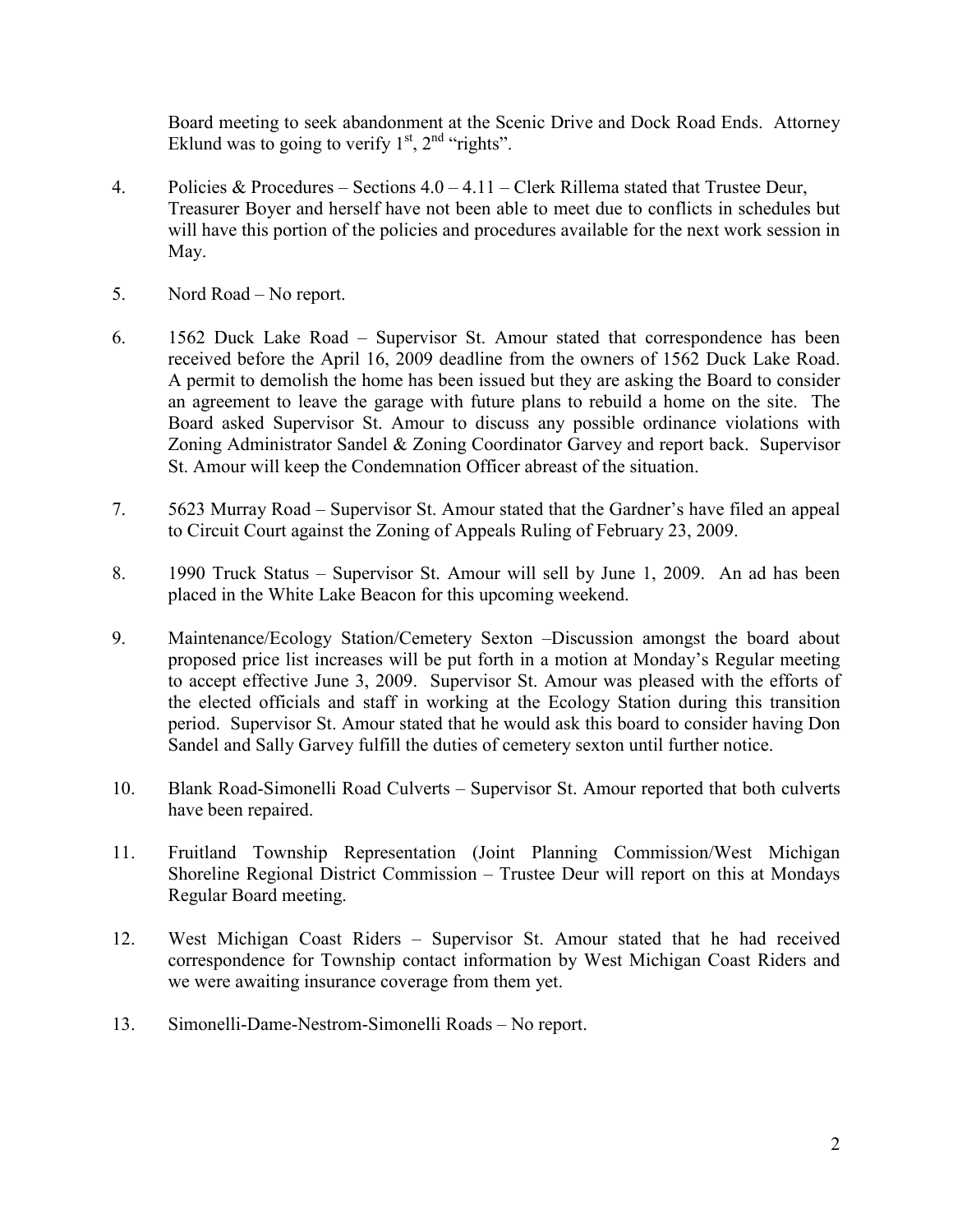Board meeting to seek abandonment at the Scenic Drive and Dock Road Ends. Attorney Eklund was to going to verify 1st, 2nd "rights".

4. Policies & Procedures – Sections 4.0 – 4.11 – Clerk Rillema stated that Trustee Deur, Treasurer Boyer and herself have not been able to meet due to conflicts in schedules but will have this portion of the policies and procedures available for the next work session in May.

5. Nord Road – No report.

6. 1562 Duck Lake Road – Supervisor St. Amour stated that correspondence has been received before the April 16, 2009 deadline from the owners of 1562 Duck Lake Road. A permit to demolish the home has been issued but they are asking the Board to consider an agreement to leave the garage with future plans to rebuild a home on the site. The Board asked Supervisor St. Amour to discuss any possible ordinance violations with Zoning Administrator Sandel & Zoning Coordinator Garvey and report back. Supervisor St. Amour will keep the Condemnation Officer abreast of the situation.

7. 5623 Murray Road – Supervisor St. Amour stated that the Gardner's have filed an appeal to Circuit Court against the Zoning of Appeals Ruling of February 23, 2009.

8. 1990 Truck Status – Supervisor St. Amour will sell by June 1, 2009. An ad has been placed in the White Lake Beacon for this upcoming weekend.

9. Maintenance/Ecology Station/Cemetery Sexton –Discussion amongst the board about proposed price list increases will be put forth in a motion at Monday's Regular meeting to accept effective June 3, 2009. Supervisor St. Amour was pleased with the efforts of the elected officials and staff in working at the Ecology Station during this transition period. Supervisor St. Amour stated that he would ask this board to consider having Don Sandel and Sally Garvey fulfill the duties of cemetery sexton until further notice.

10. Blank Road-Simonelli Road Culverts – Supervisor St. Amour reported that both culverts have been repaired.

11. Fruitland Township Representation (Joint Planning Commission/West Michigan Shoreline Regional District Commission – Trustee Deur will report on this at Mondays Regular Board meeting.

12. West Michigan Coast Riders – Supervisor St. Amour stated that he had received correspondence for Township contact information by West Michigan Coast Riders and we were awaiting insurance coverage from them yet.

13. Simonelli-Dame-Nestrom-Simonelli Roads – No report.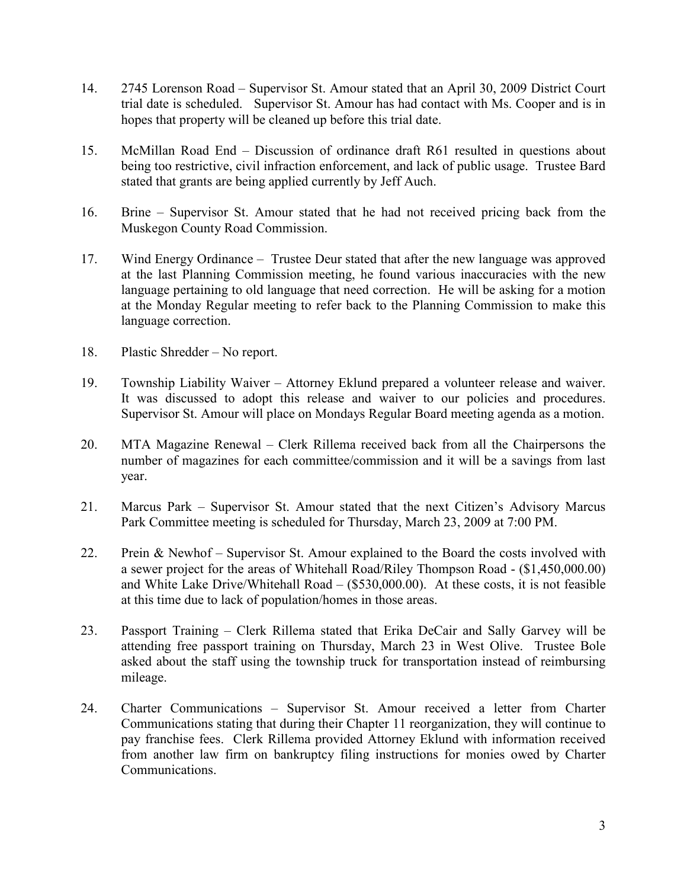14. 2745 Lorenson Road – Supervisor St. Amour stated that an April 30, 2009 District Court trial date is scheduled. Supervisor St. Amour has had contact with Ms. Cooper and is in hopes that property will be cleaned up before this trial date.

15. McMillan Road End – Discussion of ordinance draft R61 resulted in questions about being too restrictive, civil infraction enforcement, and lack of public usage. Trustee Bard stated that grants are being applied currently by Jeff Auch.

16. Brine – Supervisor St. Amour stated that he had not received pricing back from the Muskegon County Road Commission.

17. Wind Energy Ordinance – Trustee Deur stated that after the new language was approved at the last Planning Commission meeting, he found various inaccuracies with the new language pertaining to old language that need correction. He will be asking for a motion at the Monday Regular meeting to refer back to the Planning Commission to make this language correction.

18. Plastic Shredder – No report.

19. Township Liability Waiver – Attorney Eklund prepared a volunteer release and waiver. It was discussed to adopt this release and waiver to our policies and procedures. Supervisor St. Amour will place on Mondays Regular Board meeting agenda as a motion.

20. MTA Magazine Renewal – Clerk Rillema received back from all the Chairpersons the number of magazines for each committee/commission and it will be a savings from last year.

21. Marcus Park – Supervisor St. Amour stated that the next Citizen's Advisory Marcus Park Committee meeting is scheduled for Thursday, March 23, 2009 at 7:00 PM.

22. Prein & Newhof – Supervisor St. Amour explained to the Board the costs involved with a sewer project for the areas of Whitehall Road/Riley Thompson Road - ($1,450,000.00) and White Lake Drive/Whitehall Road – ($530,000.00). At these costs, it is not feasible at this time due to lack of population/homes in those areas.

23. Passport Training – Clerk Rillema stated that Erika DeCair and Sally Garvey will be attending free passport training on Thursday, March 23 in West Olive. Trustee Bole asked about the staff using the township truck for transportation instead of reimbursing mileage.

24. Charter Communications – Supervisor St. Amour received a letter from Charter Communications stating that during their Chapter 11 reorganization, they will continue to pay franchise fees. Clerk Rillema provided Attorney Eklund with information received from another law firm on bankruptcy filing instructions for monies owed by Charter Communications.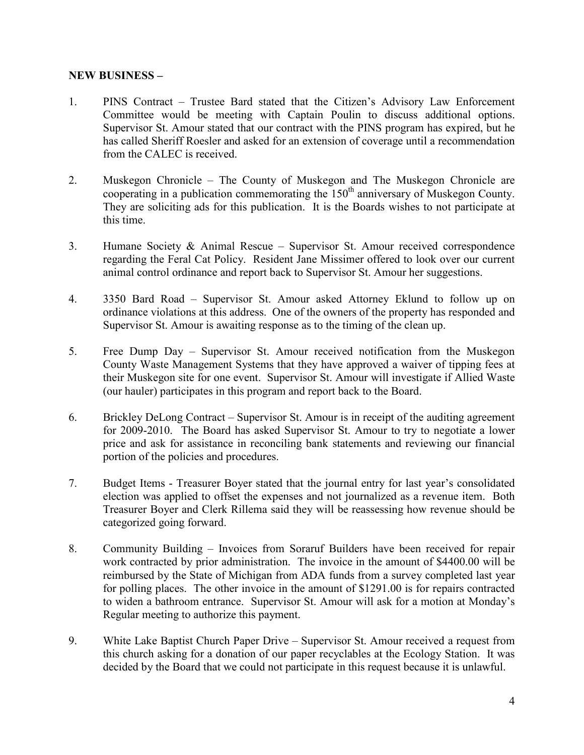**NEW BUSINESS –**

1. PINS Contract – Trustee Bard stated that the Citizen's Advisory Law Enforcement Committee would be meeting with Captain Poulin to discuss additional options. Supervisor St. Amour stated that our contract with the PINS program has expired, but he has called Sheriff Roesler and asked for an extension of coverage until a recommendation from the CALEC is received.

2. Muskegon Chronicle – The County of Muskegon and The Muskegon Chronicle are cooperating in a publication commemorating the 150th anniversary of Muskegon County. They are soliciting ads for this publication. It is the Boards wishes to not participate at this time.

3. Humane Society & Animal Rescue – Supervisor St. Amour received correspondence regarding the Feral Cat Policy. Resident Jane Missimer offered to look over our current animal control ordinance and report back to Supervisor St. Amour her suggestions.

4. 3350 Bard Road – Supervisor St. Amour asked Attorney Eklund to follow up on ordinance violations at this address. One of the owners of the property has responded and Supervisor St. Amour is awaiting response as to the timing of the clean up.

5. Free Dump Day – Supervisor St. Amour received notification from the Muskegon County Waste Management Systems that they have approved a waiver of tipping fees at their Muskegon site for one event. Supervisor St. Amour will investigate if Allied Waste (our hauler) participates in this program and report back to the Board.

6. Brickley DeLong Contract – Supervisor St. Amour is in receipt of the auditing agreement for 2009-2010. The Board has asked Supervisor St. Amour to try to negotiate a lower price and ask for assistance in reconciling bank statements and reviewing our financial portion of the policies and procedures.

7. Budget Items - Treasurer Boyer stated that the journal entry for last year's consolidated election was applied to offset the expenses and not journalized as a revenue item. Both Treasurer Boyer and Clerk Rillema said they will be reassessing how revenue should be categorized going forward.

8. Community Building – Invoices from Soraruf Builders have been received for repair work contracted by prior administration. The invoice in the amount of $4400.00 will be reimbursed by the State of Michigan from ADA funds from a survey completed last year for polling places. The other invoice in the amount of $1291.00 is for repairs contracted to widen a bathroom entrance. Supervisor St. Amour will ask for a motion at Monday's Regular meeting to authorize this payment.

9. White Lake Baptist Church Paper Drive – Supervisor St. Amour received a request from this church asking for a donation of our paper recyclables at the Ecology Station. It was decided by the Board that we could not participate in this request because it is unlawful.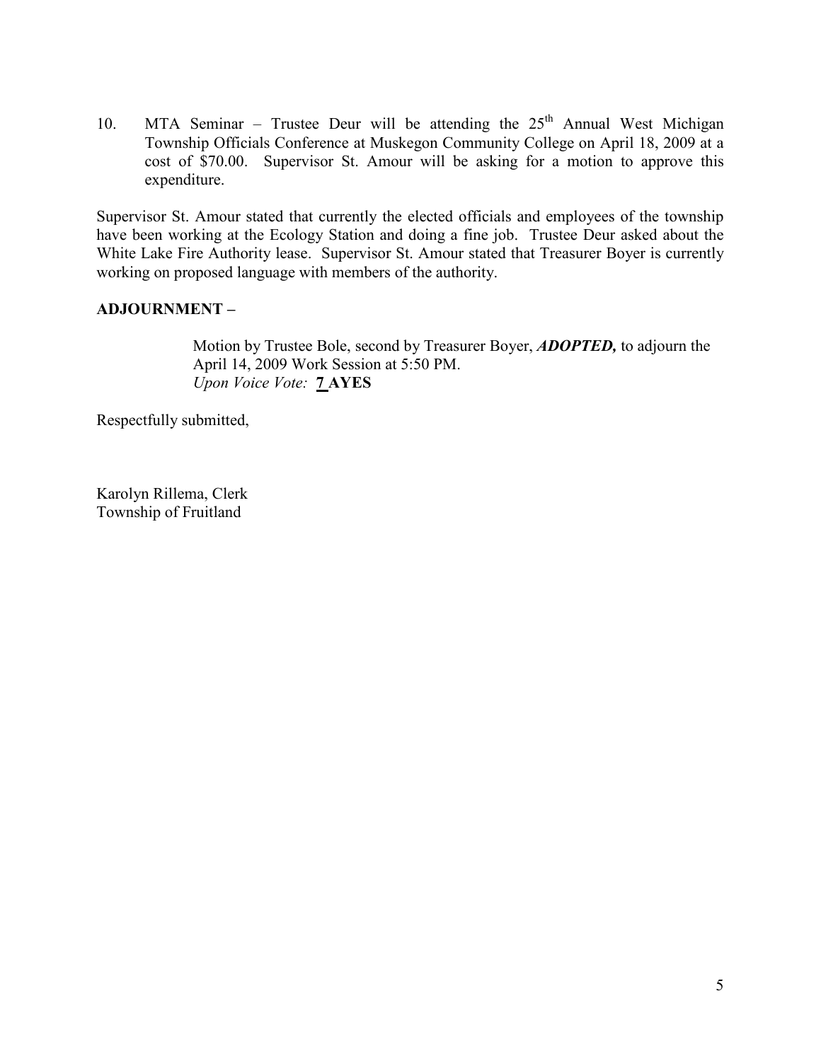10. MTA Seminar – Trustee Deur will be attending the 25th Annual West Michigan Township Officials Conference at Muskegon Community College on April 18, 2009 at a cost of $70.00. Supervisor St. Amour will be asking for a motion to approve this expenditure.

Supervisor St. Amour stated that currently the elected officials and employees of the township have been working at the Ecology Station and doing a fine job. Trustee Deur asked about the White Lake Fire Authority lease. Supervisor St. Amour stated that Treasurer Boyer is currently working on proposed language with members of the authority.

**ADJOURNMENT –**

Motion by Trustee Bole, second by Treasurer Boyer, ***ADOPTED,*** to adjourn the April 14, 2009 Work Session at 5:50 PM.
*Upon Voice Vote:* **7 AYES**

Respectfully submitted,

Karolyn Rillema, Clerk
Township of Fruitland